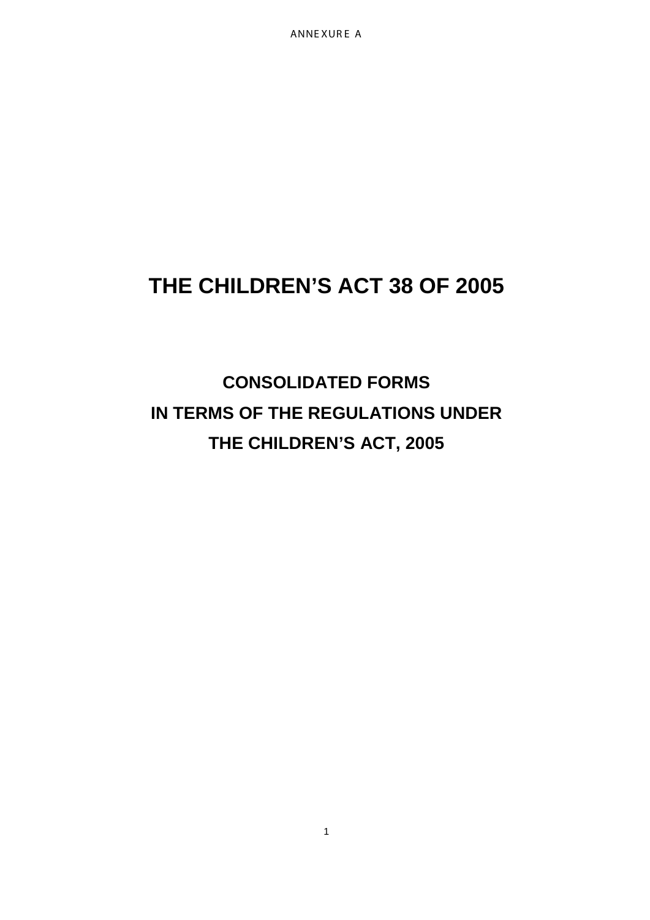ANNEXURE A

# THE CHILDREN'S ACT 38 OF 2005

## CONSOLIDATED FORMS
## IN TERMS OF THE REGULATIONS UNDER
## THE CHILDREN'S ACT, 2005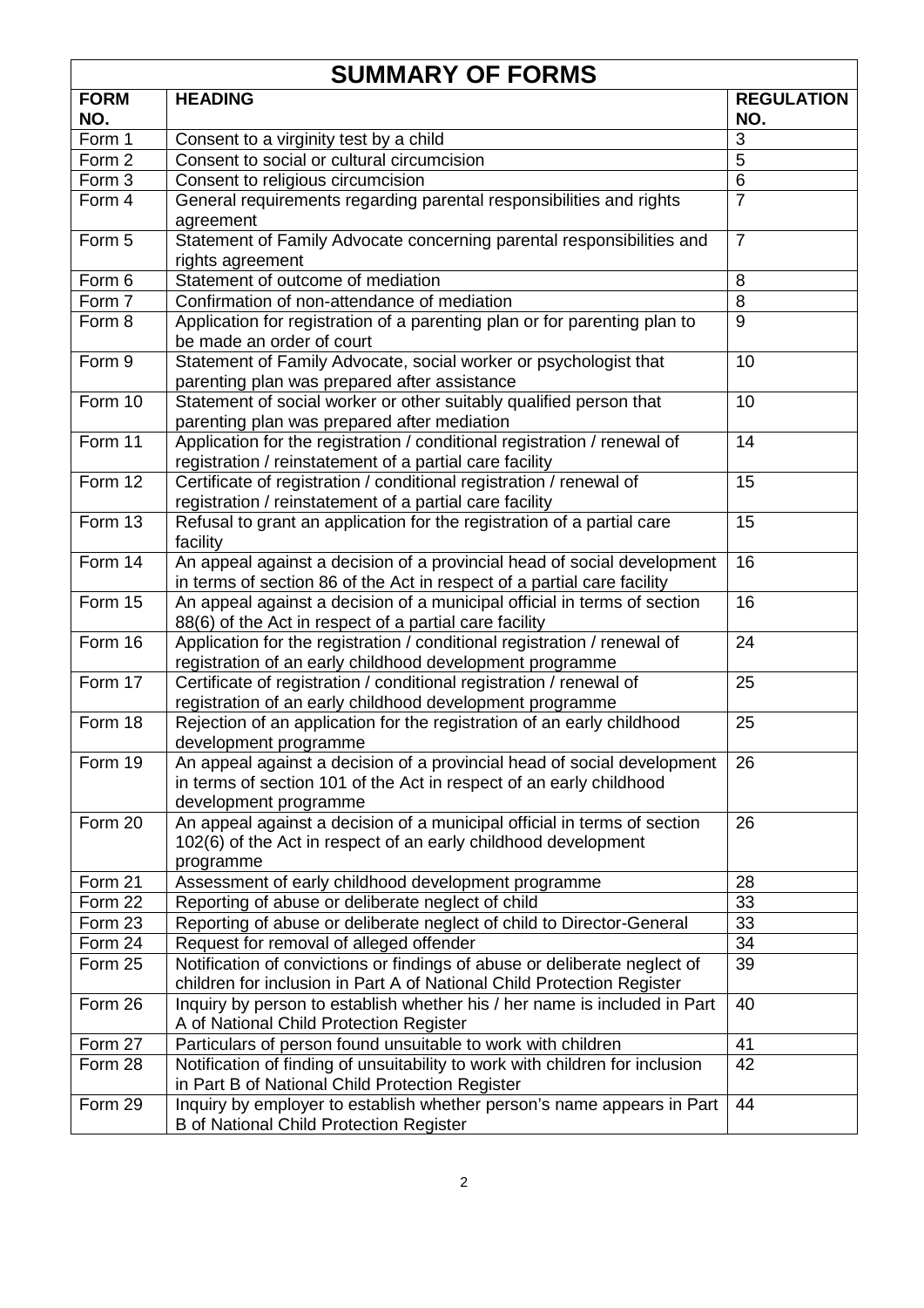# SUMMARY OF FORMS

| FORM NO. | HEADING | REGULATION NO. |
|---|---|---|
| Form 1 | Consent to a virginity test by a child | 3 |
| Form 2 | Consent to social or cultural circumcision | 5 |
| Form 3 | Consent to religious circumcision | 6 |
| Form 4 | General requirements regarding parental responsibilities and rights agreement | 7 |
| Form 5 | Statement of Family Advocate concerning parental responsibilities and rights agreement | 7 |
| Form 6 | Statement of outcome of mediation | 8 |
| Form 7 | Confirmation of non-attendance of mediation | 8 |
| Form 8 | Application for registration of a parenting plan or for parenting plan to be made an order of court | 9 |
| Form 9 | Statement of Family Advocate, social worker or psychologist that parenting plan was prepared after assistance | 10 |
| Form 10 | Statement of social worker or other suitably qualified person that parenting plan was prepared after mediation | 10 |
| Form 11 | Application for the registration / conditional registration / renewal of registration / reinstatement of a partial care facility | 14 |
| Form 12 | Certificate of registration / conditional registration / renewal of registration / reinstatement of a partial care facility | 15 |
| Form 13 | Refusal to grant an application for the registration of a partial care facility | 15 |
| Form 14 | An appeal against a decision of a provincial head of social development in terms of section 86 of the Act in respect of a partial care facility | 16 |
| Form 15 | An appeal against a decision of a municipal official in terms of section 88(6) of the Act in respect of a partial care facility | 16 |
| Form 16 | Application for the registration / conditional registration / renewal of registration of an early childhood development programme | 24 |
| Form 17 | Certificate of registration / conditional registration / renewal of registration of an early childhood development programme | 25 |
| Form 18 | Rejection of an application for the registration of an early childhood development programme | 25 |
| Form 19 | An appeal against a decision of a provincial head of social development in terms of section 101 of the Act in respect of an early childhood development programme | 26 |
| Form 20 | An appeal against a decision of a municipal official in terms of section 102(6) of the Act in respect of an early childhood development programme | 26 |
| Form 21 | Assessment of early childhood development programme | 28 |
| Form 22 | Reporting of abuse or deliberate neglect of child | 33 |
| Form 23 | Reporting of abuse or deliberate neglect of child to Director-General | 33 |
| Form 24 | Request for removal of alleged offender | 34 |
| Form 25 | Notification of convictions or findings of abuse or deliberate neglect of children for inclusion in Part A of National Child Protection Register | 39 |
| Form 26 | Inquiry by person to establish whether his / her name is included in Part A of National Child Protection Register | 40 |
| Form 27 | Particulars of person found unsuitable to work with children | 41 |
| Form 28 | Notification of finding of unsuitability to work with children for inclusion in Part B of National Child Protection Register | 42 |
| Form 29 | Inquiry by employer to establish whether person's name appears in Part B of National Child Protection Register | 44 |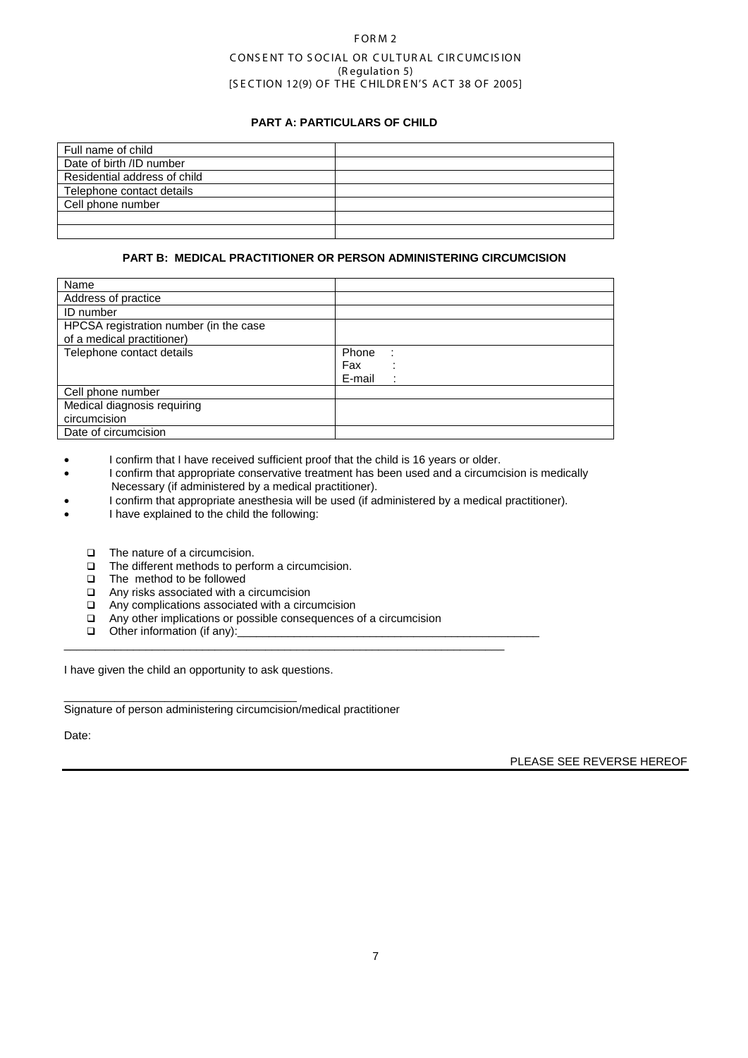FORM 2

CONSENT TO SOCIAL OR CULTURAL CIRCUMCISION
(Regulation 5)
[SECTION 12(9) OF THE CHILDREN'S ACT 38 OF 2005]

**PART A: PARTICULARS OF CHILD**

| Full name of child | |
|---|---|
| Date of birth /ID number | |
| Residential address of child | |
| Telephone contact details | |
| Cell phone number | |
| | |
| | |

**PART B: MEDICAL PRACTITIONER OR PERSON ADMINISTERING CIRCUMCISION**

| Name | |
|---|---|
| Address of practice | |
| ID number | |
| HPCSA registration number (in the case of a medical practitioner) | |
| Telephone contact details | Phone : <br> Fax : <br> E-mail : |
| Cell phone number | |
| Medical diagnosis requiring circumcision | |
| Date of circumcision | |

- I confirm that I have received sufficient proof that the child is 16 years or older.
- I confirm that appropriate conservative treatment has been used and a circumcision is medically Necessary (if administered by a medical practitioner).
- I confirm that appropriate anesthesia will be used (if administered by a medical practitioner).
- I have explained to the child the following:

  - ☐ The nature of a circumcision.
  - ☐ The different methods to perform a circumcision.
  - ☐ The method to be followed
  - ☐ Any risks associated with a circumcision
  - ☐ Any complications associated with a circumcision
  - ☐ Any other implications or possible consequences of a circumcision
  - ☐ Other information (if any):_______________________________________________

_________________________________________________________________________

I have given the child an opportunity to ask questions.

______________________________________
Signature of person administering circumcision/medical practitioner

Date:

PLEASE SEE REVERSE HEREOF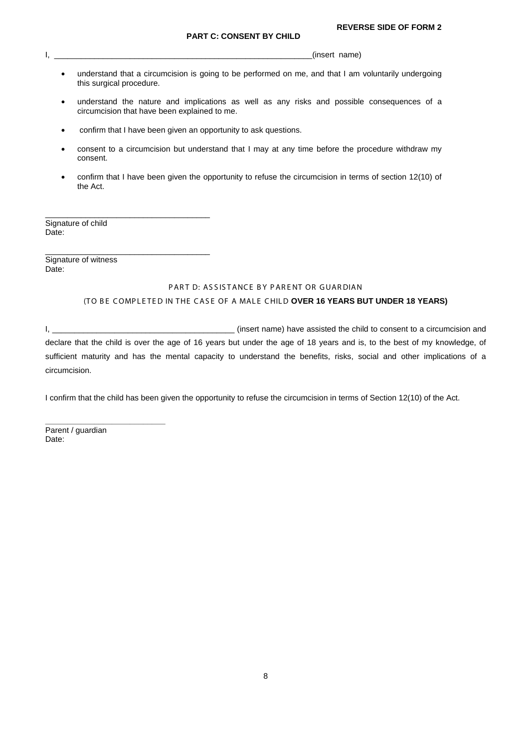**REVERSE SIDE OF FORM 2**

## PART C: CONSENT BY CHILD

I, ___________________________________________________________(insert name)

- understand that a circumcision is going to be performed on me, and that I am voluntarily undergoing this surgical procedure.
- understand the nature and implications as well as any risks and possible consequences of a circumcision that have been explained to me.
- confirm that I have been given an opportunity to ask questions.
- consent to a circumcision but understand that I may at any time before the procedure withdraw my consent.
- confirm that I have been given the opportunity to refuse the circumcision in terms of section 12(10) of the Act.

_____________________________________
Signature of child
Date:

_____________________________________
Signature of witness
Date:

## PART D: ASSISTANCE BY PARENT OR GUARDIAN

(TO BE COMPLETED IN THE CASE OF A MALE CHILD **OVER 16 YEARS BUT UNDER 18 YEARS)**

I, ________________________________________ (insert name) have assisted the child to consent to a circumcision and declare that the child is over the age of 16 years but under the age of 18 years and is, to the best of my knowledge, of sufficient maturity and has the mental capacity to understand the benefits, risks, social and other implications of a circumcision.

I confirm that the child has been given the opportunity to refuse the circumcision in terms of Section 12(10) of the Act.

___________________________
Parent / guardian
Date: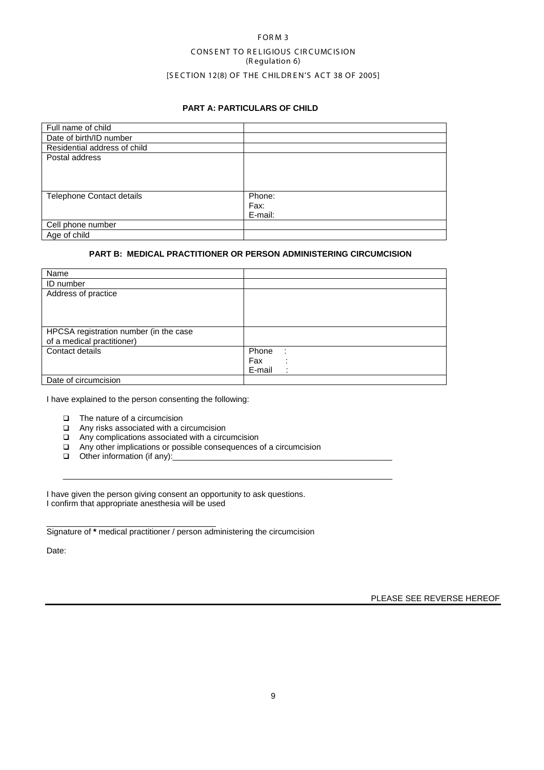FORM 3

CONSENT TO RELIGIOUS CIRCUMCISION
(Regulation 6)

[SECTION 12(8) OF THE CHILDREN'S ACT 38 OF 2005]

**PART A: PARTICULARS OF CHILD**

| | |
|---|---|
| Full name of child | |
| Date of birth/ID number | |
| Residential address of child | |
| Postal address | |
| Telephone Contact details | Phone:<br>Fax:<br>E-mail: |
| Cell phone number | |
| Age of child | |

**PART B: MEDICAL PRACTITIONER OR PERSON ADMINISTERING CIRCUMCISION**

| | |
|---|---|
| Name | |
| ID number | |
| Address of practice | |
| HPCSA registration number (in the case of a medical practitioner) | |
| Contact details | Phone :<br>Fax :<br>E-mail : |
| Date of circumcision | |

I have explained to the person consenting the following:

- ❑ The nature of a circumcision
- ❑ Any risks associated with a circumcision
- ❑ Any complications associated with a circumcision
- ❑ Any other implications or possible consequences of a circumcision
- ❑ Other information (if any):_______________________________________________

_____________________________________________________________________

I have given the person giving consent an opportunity to ask questions.
I confirm that appropriate anesthesia will be used

___________________________________
Signature of * medical practitioner / person administering the circumcision

Date:

PLEASE SEE REVERSE HEREOF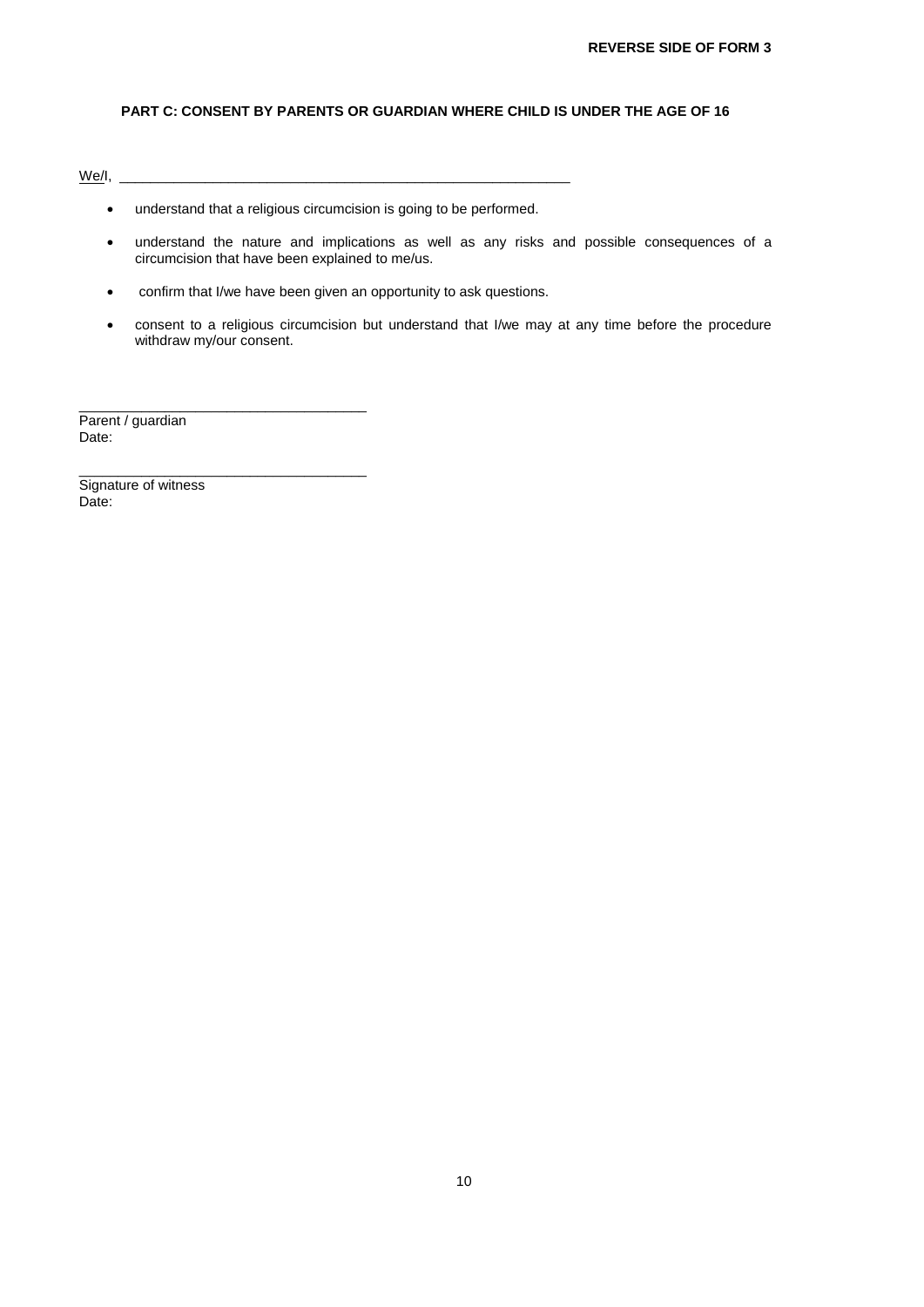**REVERSE SIDE OF FORM 3**

**PART C: CONSENT BY PARENTS OR GUARDIAN WHERE CHILD IS UNDER THE AGE OF 16**

We/I, ___________________________________________________________

- understand that a religious circumcision is going to be performed.
- understand the nature and implications as well as any risks and possible consequences of a circumcision that have been explained to me/us.
- confirm that I/we have been given an opportunity to ask questions.
- consent to a religious circumcision but understand that I/we may at any time before the procedure withdraw my/our consent.

____________________________________
Parent / guardian
Date:

____________________________________
Signature of witness
Date: